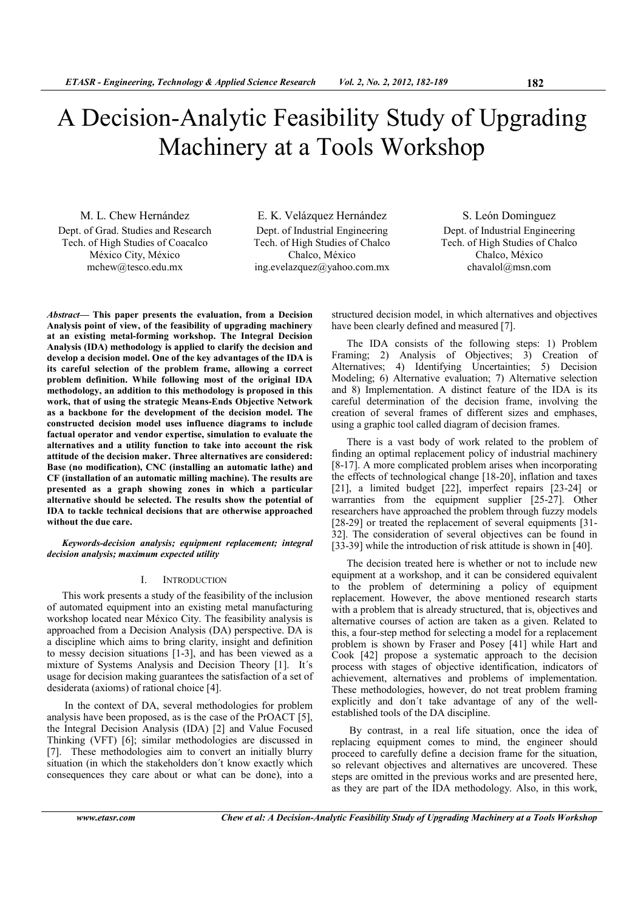# A Decision-Analytic Feasibility Study of Upgrading Machinery at a Tools Workshop

M. L. Chew Hernández
Dept. of Grad. Studies and Research
Tech. of High Studies of Coacalco
México City, México
mchew@tesco.edu.mx

E. K. Velázquez Hernández
Dept. of Industrial Engineering
Tech. of High Studies of Chalco
Chalco, México
ing.evelazquez@yahoo.com.mx

S. León Dominguez
Dept. of Industrial Engineering
Tech. of High Studies of Chalco
Chalco, México
chavalol@msn.com

***Abstract*— This paper presents the evaluation, from a Decision Analysis point of view, of the feasibility of upgrading machinery at an existing metal-forming workshop. The Integral Decision Analysis (IDA) methodology is applied to clarify the decision and develop a decision model. One of the key advantages of the IDA is its careful selection of the problem frame, allowing a correct problem definition. While following most of the original IDA methodology, an addition to this methodology is proposed in this work, that of using the strategic Means-Ends Objective Network as a backbone for the development of the decision model. The constructed decision model uses influence diagrams to include factual operator and vendor expertise, simulation to evaluate the alternatives and a utility function to take into account the risk attitude of the decision maker. Three alternatives are considered: Base (no modification), CNC (installing an automatic lathe) and CF (installation of an automatic milling machine). The results are presented as a graph showing zones in which a particular alternative should be selected. The results show the potential of IDA to tackle technical decisions that are otherwise approached without the due care.**

***Keywords-decision analysis; equipment replacement; integral decision analysis; maximum expected utility***

## I. Introduction

This work presents a study of the feasibility of the inclusion of automated equipment into an existing metal manufacturing workshop located near México City. The feasibility analysis is approached from a Decision Analysis (DA) perspective. DA is a discipline which aims to bring clarity, insight and definition to messy decision situations [1-3], and has been viewed as a mixture of Systems Analysis and Decision Theory [1]. It´s usage for decision making guarantees the satisfaction of a set of desiderata (axioms) of rational choice [4].

In the context of DA, several methodologies for problem analysis have been proposed, as is the case of the PrOACT [5], the Integral Decision Analysis (IDA) [2] and Value Focused Thinking (VFT) [6]; similar methodologies are discussed in [7]. These methodologies aim to convert an initially blurry situation (in which the stakeholders don´t know exactly which consequences they care about or what can be done), into a structured decision model, in which alternatives and objectives have been clearly defined and measured [7].

The IDA consists of the following steps: 1) Problem Framing; 2) Analysis of Objectives; 3) Creation of Alternatives; 4) Identifying Uncertainties; 5) Decision Modeling; 6) Alternative evaluation; 7) Alternative selection and 8) Implementation. A distinct feature of the IDA is its careful determination of the decision frame, involving the creation of several frames of different sizes and emphases, using a graphic tool called diagram of decision frames.

There is a vast body of work related to the problem of finding an optimal replacement policy of industrial machinery [8-17]. A more complicated problem arises when incorporating the effects of technological change [18-20], inflation and taxes [21], a limited budget [22], imperfect repairs [23-24] or warranties from the equipment supplier [25-27]. Other researchers have approached the problem through fuzzy models [28-29] or treated the replacement of several equipments [31-32]. The consideration of several objectives can be found in [33-39] while the introduction of risk attitude is shown in [40].

The decision treated here is whether or not to include new equipment at a workshop, and it can be considered equivalent to the problem of determining a policy of equipment replacement. However, the above mentioned research starts with a problem that is already structured, that is, objectives and alternative courses of action are taken as a given. Related to this, a four-step method for selecting a model for a replacement problem is shown by Fraser and Posey [41] while Hart and Cook [42] propose a systematic approach to the decision process with stages of objective identification, indicators of achievement, alternatives and problems of implementation. These methodologies, however, do not treat problem framing explicitly and don´t take advantage of any of the well-established tools of the DA discipline.

By contrast, in a real life situation, once the idea of replacing equipment comes to mind, the engineer should proceed to carefully define a decision frame for the situation, so relevant objectives and alternatives are uncovered. These steps are omitted in the previous works and are presented here, as they are part of the IDA methodology. Also, in this work,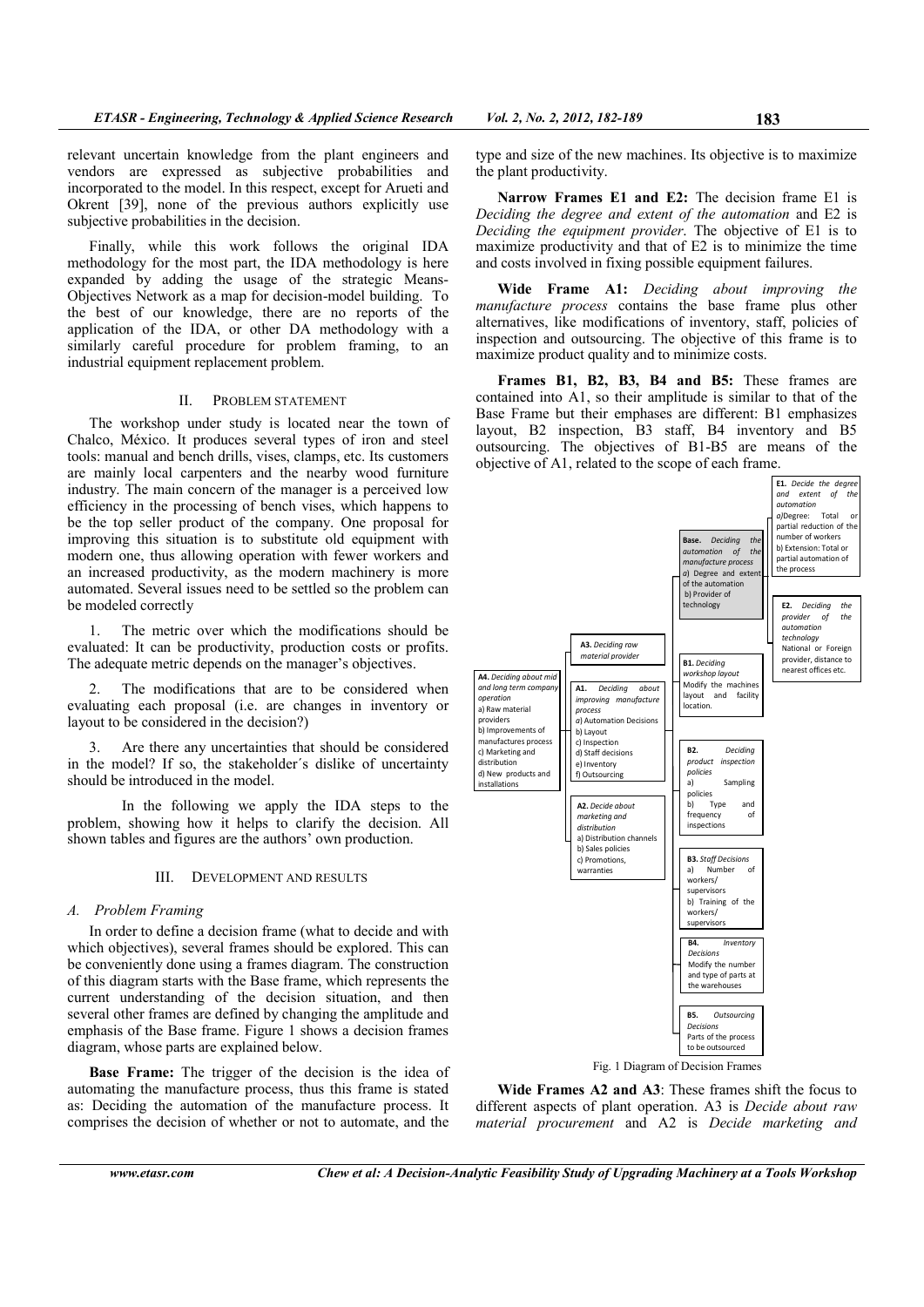relevant uncertain knowledge from the plant engineers and vendors are expressed as subjective probabilities and incorporated to the model. In this respect, except for Arueti and Okrent [39], none of the previous authors explicitly use subjective probabilities in the decision.

Finally, while this work follows the original IDA methodology for the most part, the IDA methodology is here expanded by adding the usage of the strategic Means-Objectives Network as a map for decision-model building. To the best of our knowledge, there are no reports of the application of the IDA, or other DA methodology with a similarly careful procedure for problem framing, to an industrial equipment replacement problem.

## II. Problem Statement

The workshop under study is located near the town of Chalco, México. It produces several types of iron and steel tools: manual and bench drills, vises, clamps, etc. Its customers are mainly local carpenters and the nearby wood furniture industry. The main concern of the manager is a perceived low efficiency in the processing of bench vises, which happens to be the top seller product of the company. One proposal for improving this situation is to substitute old equipment with modern one, thus allowing operation with fewer workers and an increased productivity, as the modern machinery is more automated. Several issues need to be settled so the problem can be modeled correctly

1. The metric over which the modifications should be evaluated: It can be productivity, production costs or profits. The adequate metric depends on the manager's objectives.

2. The modifications that are to be considered when evaluating each proposal (i.e. are changes in inventory or layout to be considered in the decision?)

3. Are there any uncertainties that should be considered in the model? If so, the stakeholder´s dislike of uncertainty should be introduced in the model.

In the following we apply the IDA steps to the problem, showing how it helps to clarify the decision. All shown tables and figures are the authors' own production.

## III. Development and Results

### A. Problem Framing

In order to define a decision frame (what to decide and with which objectives), several frames should be explored. This can be conveniently done using a frames diagram. The construction of this diagram starts with the Base frame, which represents the current understanding of the decision situation, and then several other frames are defined by changing the amplitude and emphasis of the Base frame. Figure 1 shows a decision frames diagram, whose parts are explained below.

**Base Frame:** The trigger of the decision is the idea of automating the manufacture process, thus this frame is stated as: Deciding the automation of the manufacture process. It comprises the decision of whether or not to automate, and the type and size of the new machines. Its objective is to maximize the plant productivity.

**Narrow Frames E1 and E2:** The decision frame E1 is *Deciding the degree and extent of the automation* and E2 is *Deciding the equipment provider*. The objective of E1 is to maximize productivity and that of E2 is to minimize the time and costs involved in fixing possible equipment failures.

**Wide Frame A1:** *Deciding about improving the manufacture process* contains the base frame plus other alternatives, like modifications of inventory, staff, policies of inspection and outsourcing. The objective of this frame is to maximize product quality and to minimize costs.

**Frames B1, B2, B3, B4 and B5:** These frames are contained into A1, so their amplitude is similar to that of the Base Frame but their emphases are different: B1 emphasizes layout, B2 inspection, B3 staff, B4 inventory and B5 outsourcing. The objectives of B1-B5 are means of the objective of A1, related to the scope of each frame.

- **A4.** *Deciding about mid and long term company operation*: a) Raw material providers; b) Improvements of manufactures process; c) Marketing and distribution; d) New products and installations
- **A3.** *Deciding raw material provider*
- **A1.** *Deciding about improving manufacture process*: a) Automation Decisions; b) Layout; c) Inspection; d) Staff decisions; e) Inventory; f) Outsourcing
- **A2.** *Decide about marketing and distribution*: a) Distribution channels; b) Sales policies; c) Promotions, warranties
- **Base.** *Deciding the automation of the manufacture process*: a) Degree and extent of the automation; b) Provider of technology
- **E1.** *Decide the degree and extent of the automation*: a) Degree: Total or partial reduction of the number of workers; b) Extension: Total or partial automation of the process
- **E2.** *Deciding the provider of the automation technology*: National or Foreign provider, distance to nearest offices etc.
- **B1.** *Deciding workshop layout*: Modify the machines layout and facility location.
- **B2.** *Deciding product inspection policies*: a) Sampling policies; b) Type and frequency of inspections
- **B3.** *Staff Decisions*: a) Number of workers/supervisors; b) Training of the workers/supervisors
- **B4.** *Inventory Decisions*: Modify the number and type of parts at the warehouses
- **B5.** *Outsourcing Decisions*: Parts of the process to be outsourced

Fig. 1 Diagram of Decision Frames

**Wide Frames A2 and A3**: These frames shift the focus to different aspects of plant operation. A3 is *Decide about raw material procurement* and A2 is *Decide marketing and*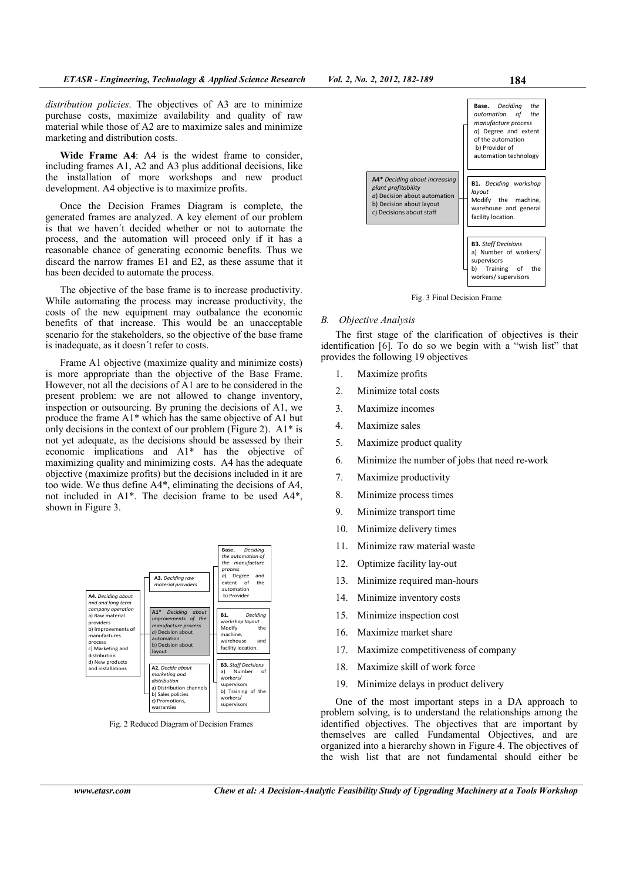*distribution policies*. The objectives of A3 are to minimize purchase costs, maximize availability and quality of raw material while those of A2 are to maximize sales and minimize marketing and distribution costs.

**Wide Frame A4**: A4 is the widest frame to consider, including frames A1, A2 and A3 plus additional decisions, like the installation of more workshops and new product development. A4 objective is to maximize profits.

Once the Decision Frames Diagram is complete, the generated frames are analyzed. A key element of our problem is that we haven´t decided whether or not to automate the process, and the automation will proceed only if it has a reasonable chance of generating economic benefits. Thus we discard the narrow frames E1 and E2, as these assume that it has been decided to automate the process.

The objective of the base frame is to increase productivity. While automating the process may increase productivity, the costs of the new equipment may outbalance the economic benefits of that increase. This would be an unacceptable scenario for the stakeholders, so the objective of the base frame is inadequate, as it doesn´t refer to costs.

Frame A1 objective (maximize quality and minimize costs) is more appropriate than the objective of the Base Frame. However, not all the decisions of A1 are to be considered in the present problem: we are not allowed to change inventory, inspection or outsourcing. By pruning the decisions of A1, we produce the frame A1* which has the same objective of A1 but only decisions in the context of our problem (Figure 2). A1* is not yet adequate, as the decisions should be assessed by their economic implications and A1* has the objective of maximizing quality and minimizing costs. A4 has the adequate objective (maximize profits) but the decisions included in it are too wide. We thus define A4*, eliminating the decisions of A4, not included in A1*. The decision frame to be used A4*, shown in Figure 3.

**A4.** *Deciding about mid and long term company operation*
a) Raw material providers
b) Improvements of manufactures process
c) Marketing and distribution
d) New products and installations

**A3.** *Deciding raw material providers*

**A1*** *Deciding about improvements of the manufacture process*
a) Decision about automation
b) Decision about layout

**A2.** *Decide about marketing and distribution*
a) Distribution channels
b) Sales policies
c) Promotions, warranties

**Base.** *Deciding the automation of the manufacture process*
a) Degree and extent of the automation
b) Provider

**B1.** *Deciding workshop layout*
Modify the machine, warehouse and facility location.

**B3.** *Staff Decisions*
a) Number of workers/ supervisors
b) Training of the workers/ supervisors

Fig. 2 Reduced Diagram of Decision Frames

**A4*** *Deciding about increasing plant profitability*
a) Decision about automation
b) Decision about layout
c) Decisions about staff

**Base.** *Deciding the automation of the manufacture process*
a) Degree and extent of the automation
b) Provider of automation technology

**B1.** *Deciding workshop layout*
Modify the machine, warehouse and general facility location.

**B3.** *Staff Decisions*
a) Number of workers/ supervisors
b) Training of the workers/ supervisors

Fig. 3 Final Decision Frame

### *B. Objective Analysis*

The first stage of the clarification of objectives is their identification [6]. To do so we begin with a "wish list" that provides the following 19 objectives

1. Maximize profits
2. Minimize total costs
3. Maximize incomes
4. Maximize sales
5. Maximize product quality
6. Minimize the number of jobs that need re-work
7. Maximize productivity
8. Minimize process times
9. Minimize transport time
10. Minimize delivery times
11. Minimize raw material waste
12. Optimize facility lay-out
13. Minimize required man-hours
14. Minimize inventory costs
15. Minimize inspection cost
16. Maximize market share
17. Maximize competitiveness of company
18. Maximize skill of work force
19. Minimize delays in product delivery

One of the most important steps in a DA approach to problem solving, is to understand the relationships among the identified objectives. The objectives that are important by themselves are called Fundamental Objectives, and are organized into a hierarchy shown in Figure 4. The objectives of the wish list that are not fundamental should either be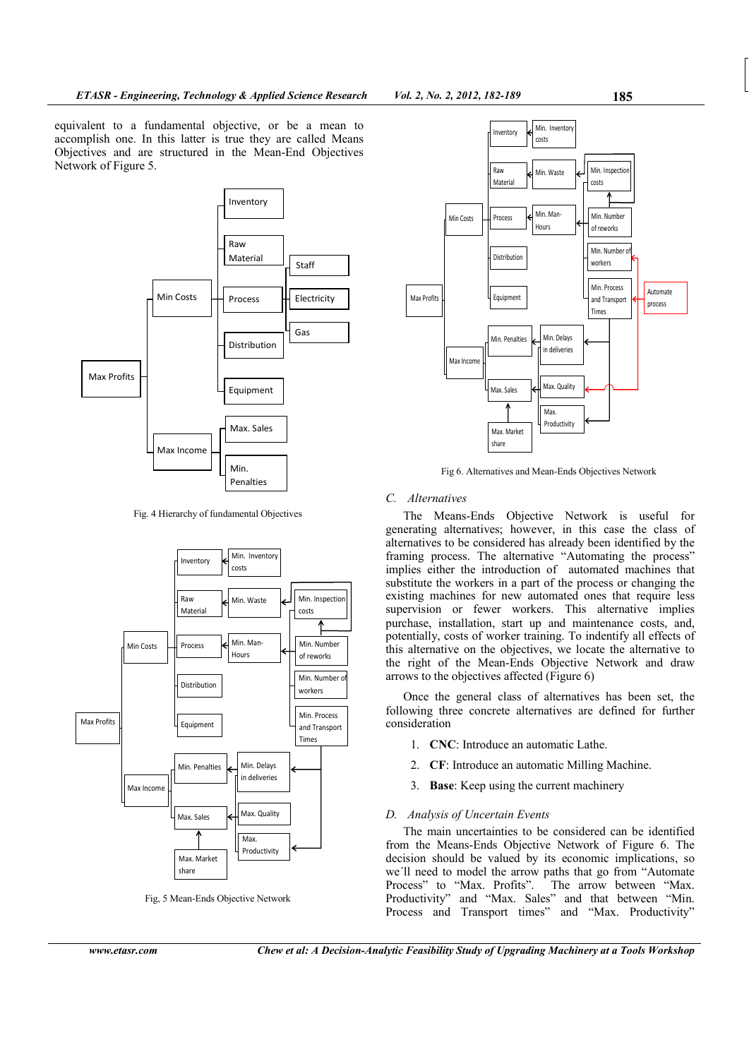equivalent to a fundamental objective, or be a mean to accomplish one. In this latter is true they are called Means Objectives and are structured in the Mean-End Objectives Network of Figure 5.

Fig. 4 Hierarchy of fundamental Objectives

Fig, 5 Mean-Ends Objective Network

Fig 6. Alternatives and Mean-Ends Objectives Network

### C. Alternatives

The Means-Ends Objective Network is useful for generating alternatives; however, in this case the class of alternatives to be considered has already been identified by the framing process. The alternative "Automating the process" implies either the introduction of automated machines that substitute the workers in a part of the process or changing the existing machines for new automated ones that require less supervision or fewer workers. This alternative implies purchase, installation, start up and maintenance costs, and, potentially, costs of worker training. To indentify all effects of this alternative on the objectives, we locate the alternative to the right of the Mean-Ends Objective Network and draw arrows to the objectives affected (Figure 6)

Once the general class of alternatives has been set, the following three concrete alternatives are defined for further consideration

1. **CNC**: Introduce an automatic Lathe.
2. **CF**: Introduce an automatic Milling Machine.
3. **Base**: Keep using the current machinery

### D. Analysis of Uncertain Events

The main uncertainties to be considered can be identified from the Means-Ends Objective Network of Figure 6. The decision should be valued by its economic implications, so we´ll need to model the arrow paths that go from "Automate Process" to "Max. Profits". The arrow between "Max. Productivity" and "Max. Sales" and that between "Min. Process and Transport times" and "Max. Productivity"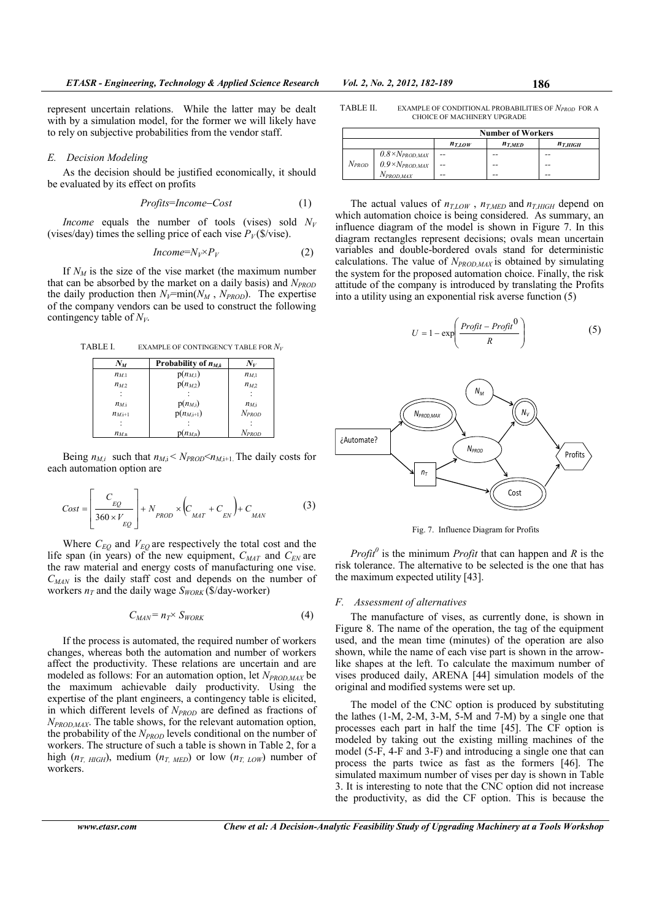represent uncertain relations. While the latter may be dealt with by a simulation model, for the former we will likely have to rely on subjective probabilities from the vendor staff.

### E. Decision Modeling

As the decision should be justified economically, it should be evaluated by its effect on profits

$$Profits = Income - Cost \tag{1}$$

*Income* equals the number of tools (vises) sold $N_V$ (vises/day) times the selling price of each vise $P_V$ (\$/vise).

$$Income = N_V \times P_V \tag{2}$$

If $N_M$ is the size of the vise market (the maximum number that can be absorbed by the market on a daily basis) and $N_{PROD}$ the daily production then $N_V = \min(N_M, N_{PROD})$. The expertise of the company vendors can be used to construct the following contingency table of $N_V$.

TABLE I. EXAMPLE OF CONTINGENCY TABLE FOR $N_V$

| $N_M$ | Probability of $n_{M,k}$ | $N_V$ |
|---|---|---|
| $n_{M,1}$ | $p(n_{M,1})$ | $n_{M,1}$ |
| $n_{M,2}$ | $p(n_{M,2})$ | $n_{M,2}$ |
| : | : | : |
| $n_{M,i}$ | $p(n_{M,i})$ | $n_{M,i}$ |
| $n_{M,i+1}$ | $p(n_{M,i+1})$ | $N_{PROD}$ |
| : | : | : |
| $n_{M,n}$ | $p(n_{M,n})$ | $N_{PROD}$ |

Being $n_{M,i}$ such that $n_{M,i} < N_{PROD} < n_{M,i+1}$. The daily costs for each automation option are

$$Cost = \left[\frac{C_{EQ}}{360 \times V_{EQ}}\right] + N_{PROD} \times \left(C_{MAT} + C_{EN}\right) + C_{MAN} \tag{3}$$

Where $C_{EQ}$ and $V_{EQ}$ are respectively the total cost and the life span (in years) of the new equipment, $C_{MAT}$ and $C_{EN}$ are the raw material and energy costs of manufacturing one vise. $C_{MAN}$ is the daily staff cost and depends on the number of workers $n_T$ and the daily wage $S_{WORK}$ (\$/day-worker)

$$C_{MAN} = n_T \times S_{WORK} \tag{4}$$

If the process is automated, the required number of workers changes, whereas both the automation and number of workers affect the productivity. These relations are uncertain and are modeled as follows: For an automation option, let $N_{PROD,MAX}$ be the maximum achievable daily productivity. Using the expertise of the plant engineers, a contingency table is elicited, in which different levels of $N_{PROD}$ are defined as fractions of $N_{PROD,MAX}$. The table shows, for the relevant automation option, the probability of the $N_{PROD}$ levels conditional on the number of workers. The structure of such a table is shown in Table 2, for a high ($n_{T,HIGH}$), medium ($n_{T,MED}$) or low ($n_{T,LOW}$) number of workers.

TABLE II. EXAMPLE OF CONDITIONAL PROBABILITIES OF $N_{PROD}$ FOR A CHOICE OF MACHINERY UPGRADE

| | | Number of Workers | | |
|---|---|---|---|---|
| | | $n_{T,LOW}$ | $n_{T,MED}$ | $n_{T,HIGH}$ |
| $N_{PROD}$ | $0.8 \times N_{PROD,MAX}$ | -- | -- | -- |
| | $0.9 \times N_{PROD,MAX}$ | -- | -- | -- |
| | $N_{PROD,MAX}$ | -- | -- | -- |

The actual values of $n_{T,LOW}$, $n_{T,MED}$ and $n_{T,HIGH}$ depend on which automation choice is being considered. As summary, an influence diagram of the model is shown in Figure 7. In this diagram rectangles represent decisions; ovals mean uncertain variables and double-bordered ovals stand for deterministic calculations. The value of $N_{PROD,MAX}$ is obtained by simulating the system for the proposed automation choice. Finally, the risk attitude of the company is introduced by translating the Profits into a utility using an exponential risk averse function (5)

$$U = 1 - \exp\left(\frac{Profit - Profit^0}{R}\right) \tag{5}$$

Fig. 7. Influence Diagram for Profits

$Profit^0$ is the minimum *Profit* that can happen and $R$ is the risk tolerance. The alternative to be selected is the one that has the maximum expected utility [43].

### F. Assessment of alternatives

The manufacture of vises, as currently done, is shown in Figure 8. The name of the operation, the tag of the equipment used, and the mean time (minutes) of the operation are also shown, while the name of each vise part is shown in the arrow-like shapes at the left. To calculate the maximum number of vises produced daily, ARENA [44] simulation models of the original and modified systems were set up.

The model of the CNC option is produced by substituting the lathes (1-M, 2-M, 3-M, 5-M and 7-M) by a single one that processes each part in half the time [45]. The CF option is modeled by taking out the existing milling machines of the model (5-F, 4-F and 3-F) and introducing a single one that can process the parts twice as fast as the formers [46]. The simulated maximum number of vises per day is shown in Table 3. It is interesting to note that the CNC option did not increase the productivity, as did the CF option. This is because the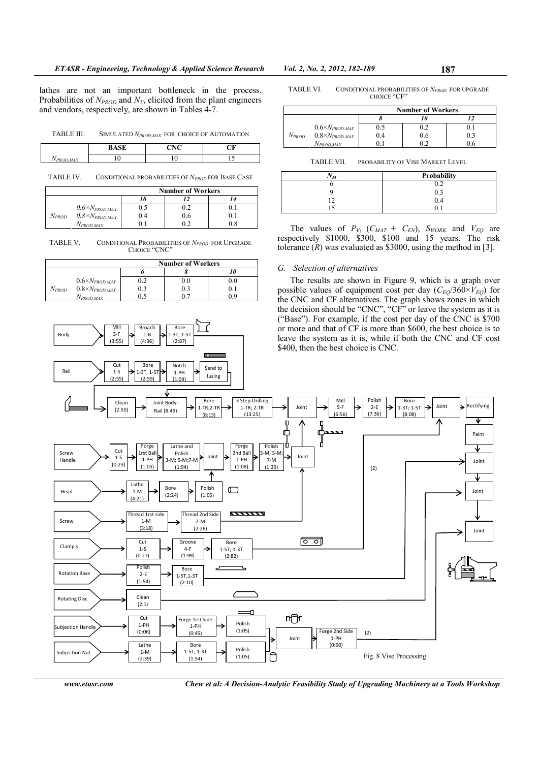lathes are not an important bottleneck in the process. Probabilities of $N_{PROD}$ and $N_V$, elicited from the plant engineers and vendors, respectively, are shown in Tables 4-7.

TABLE III. SIMULATED $N_{PROD,MAX}$ FOR CHOICE OF AUTOMATION

| | BASE | CNC | CF |
|---|---|---|---|
| $N_{PROD,MAX}$ | 10 | 10 | 15 |

TABLE IV. CONDITIONAL PROBABILITIES OF $N_{PROD}$ FOR BASE CASE

| | | Number of Workers | | |
|---|---|---|---|---|
| | | *10* | *12* | *14* |
| $N_{PROD}$ | $0.6\times N_{PROD,MAX}$ | 0.5 | 0.2 | 0.1 |
| | $0.8\times N_{PROD,MAX}$ | 0.4 | 0.6 | 0.1 |
| | $N_{PROD,MAX}$ | 0.1 | 0.2 | 0.8 |

TABLE V. CONDITIONAL PROBABILITIES OF $N_{PROD}$ FOR UPGRADE CHOICE "CNC"

| | | Number of Workers | | |
|---|---|---|---|---|
| | | *6* | *8* | *10* |
| $N_{PROD}$ | $0.6\times N_{PROD,MAX}$ | 0.2 | 0.0 | 0.0 |
| | $0.8\times N_{PROD,MAX}$ | 0.3 | 0.3 | 0.1 |
| | $N_{PROD,MAX}$ | 0.5 | 0.7 | 0.9 |

TABLE VI. CONDITIONAL PROBABILITIES OF $N_{PROD}$ FOR UPGRADE CHOICE "CF"

| | | Number of Workers | | |
|---|---|---|---|---|
| | | *8* | *10* | *12* |
| $N_{PROD}$ | $0.6\times N_{PROD,MAX}$ | 0.5 | 0.2 | 0.1 |
| | $0.8\times N_{PROD,MAX}$ | 0.4 | 0.6 | 0.3 |
| | $N_{PROD,MAX}$ | 0.1 | 0.2 | 0.6 |

TABLE VII. PROBABILITY OF VISE MARKET LEVEL

| $N_M$ | Probability |
|---|---|
| 6 | 0.2 |
| 9 | 0.3 |
| 12 | 0.4 |
| 15 | 0.1 |

The values of $P_V$, $(C_{MAT} + C_{EN})$, $S_{WORK}$ and $V_{EQ}$ are respectively \$1000, \$300, \$100 and 15 years. The risk tolerance ($R$) was evaluated as \$3000, using the method in [3].

### G. Selection of alternatives

The results are shown in Figure 9, which is a graph over possible values of equipment cost per day ($C_{EQ}/360\times V_{EQ}$) for the CNC and CF alternatives. The graph shows zones in which the decision should be "CNC", "CF" or leave the system as it is ("Base"). For example, if the cost per day of the CNC is \$700 or more and that of CF is more than \$600, the best choice is to leave the system as it is, while if both the CNC and CF cost \$400, then the best choice is CNC.

Fig. 8 Vise Processing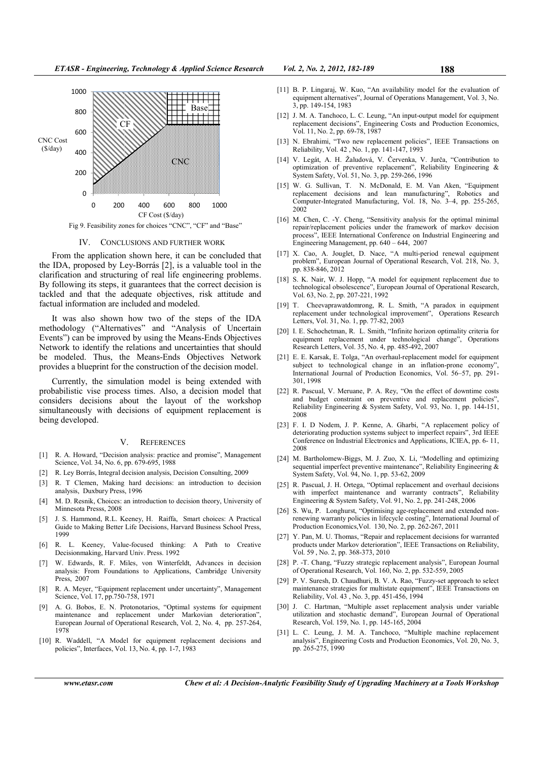Fig 9. Feasibility zones for choices "CNC", "CF" and "Base"

## IV. CONCLUSIONS AND FURTHER WORK

From the application shown here, it can be concluded that the IDA, proposed by Ley-Borrás [2], is a valuable tool in the clarification and structuring of real life engineering problems. By following its steps, it guarantees that the correct decision is tackled and that the adequate objectives, risk attitude and factual information are included and modeled.

It was also shown how two of the steps of the IDA methodology ("Alternatives" and "Analysis of Uncertain Events") can be improved by using the Means-Ends Objectives Network to identify the relations and uncertainties that should be modeled. Thus, the Means-Ends Objectives Network provides a blueprint for the construction of the decision model.

Currently, the simulation model is being extended with probabilistic vise process times. Also, a decision model that considers decisions about the layout of the workshop simultaneously with decisions of equipment replacement is being developed.

## V. REFERENCES

[1] R. A. Howard, "Decision analysis: practice and promise", Management Science, Vol. 34, No. 6, pp. 679-695, 1988

[2] R. Ley Borrás, Integral decision analysis, Decision Consulting, 2009

[3] R. T Clemen, Making hard decisions: an introduction to decision analysis, Duxbury Press, 1996

[4] M. D. Resnik, Choices: an introduction to decision theory, University of Minnesota Presss, 2008

[5] J. S. Hammond, R.L. Keeney, H. Raiffa, Smart choices: A Practical Guide to Making Better Life Decisions, Harvard Business School Press, 1999

[6] R. L. Keeney, Value-focused thinking: A Path to Creative Decisionmaking, Harvard Univ. Press. 1992

[7] W. Edwards, R. F. Miles, von Winterfeldt, Advances in decision analysis: From Foundations to Applications, Cambridge University Press, 2007

[8] R. A. Meyer, "Equipment replacement under uncertainty", Management Science, Vol. 17, pp.750-758, 1971

[9] A. G. Bobos, E. N. Protonotarios, "Optimal systems for equipment maintenance and replacement under Markovian deterioration", European Journal of Operational Research, Vol. 2, No. 4, pp. 257-264, 1978

[10] R. Waddell, "A Model for equipment replacement decisions and policies", Interfaces, Vol. 13, No. 4, pp. 1-7, 1983

[11] B. P. Lingaraj, W. Kuo, "An availability model for the evaluation of equipment alternatives", Journal of Operations Management, Vol. 3, No. 3, pp. 149-154, 1983

[12] J. M. A. Tanchoco, L. C. Leung, "An input-output model for equipment replacement decisions", Engineering Costs and Production Economics, Vol. 11, No. 2, pp. 69-78, 1987

[13] N. Ebrahimi, "Two new replacement policies", IEEE Transactions on Reliability, Vol. 42 , No. 1, pp. 141-147, 1993

[14] V. Legát, A. H. Žaludová, V. Červenka, V. Jurča, "Contribution to optimization of preventive replacement", Reliability Engineering & System Safety, Vol. 51, No. 3, pp. 259-266, 1996

[15] W. G. Sullivan, T. N. McDonald, E. M. Van Aken, "Equipment replacement decisions and lean manufacturing", Robotics and Computer-Integrated Manufacturing, Vol. 18, No. 3–4, pp. 255-265, 2002

[16] M. Chen, C. -Y. Cheng, "Sensitivity analysis for the optimal minimal repair/replacement policies under the framework of markov decision process", IEEE International Conference on Industrial Engineering and Engineering Management, pp. 640 – 644, 2007

[17] X. Cao, A. Jouglet, D. Nace, "A multi-period renewal equipment problem", European Journal of Operational Research, Vol. 218, No. 3, pp. 838-846, 2012

[18] S. K. Nair, W. J. Hopp, "A model for equipment replacement due to technological obsolescence", European Journal of Operational Research, Vol. 63, No. 2, pp. 207-221, 1992

[19] T. Cheevaprawatdomrong, R. L. Smith, "A paradox in equipment replacement under technological improvement", Operations Research Letters, Vol. 31, No. 1, pp. 77-82, 2003

[20] I. E. Schochetman, R. L. Smith, "Infinite horizon optimality criteria for equipment replacement under technological change", Operations Research Letters, Vol. 35, No. 4, pp. 485-492, 2007

[21] E. E. Karsak, E. Tolga, "An overhaul-replacement model for equipment subject to technological change in an inflation-prone economy", International Journal of Production Economics, Vol. 56–57, pp. 291-301, 1998

[22] R. Pascual, V. Meruane, P. A. Rey, "On the effect of downtime costs and budget constraint on preventive and replacement policies", Reliability Engineering & System Safety, Vol. 93, No. 1, pp. 144-151, 2008

[23] F. I. D Nodem, J. P. Kenne, A. Gharbi, "A replacement policy of deteriorating production systems subject to imperfect repairs", 3rd IEEE Conference on Industrial Electronics and Applications, ICIEA, pp. 6- 11, 2008

[24] M. Bartholomew-Biggs, M. J. Zuo, X. Li, "Modelling and optimizing sequential imperfect preventive maintenance", Reliability Engineering & System Safety, Vol. 94, No. 1, pp. 53-62, 2009

[25] R. Pascual, J. H. Ortega, "Optimal replacement and overhaul decisions with imperfect maintenance and warranty contracts", Reliability Engineering & System Safety, Vol. 91, No. 2, pp. 241-248, 2006

[26] S. Wu, P. Longhurst, "Optimising age-replacement and extended non-renewing warranty policies in lifecycle costing", International Journal of Production Economics,Vol. 130, No. 2, pp. 262-267, 2011

[27] Y. Pan, M. U. Thomas, "Repair and replacement decisions for warranted products under Markov deterioration", IEEE Transactions on Reliability, Vol. 59 , No. 2, pp. 368-373, 2010

[28] P. -T. Chang, "Fuzzy strategic replacement analysis", European Journal of Operational Research, Vol. 160, No. 2, pp. 532-559, 2005

[29] P. V. Suresh, D. Chaudhuri, B. V. A. Rao, "Fuzzy-set approach to select maintenance strategies for multistate equipment", IEEE Transactions on Reliability, Vol. 43 , No. 3, pp. 451-456, 1994

[30] J. C. Hartman, "Multiple asset replacement analysis under variable utilization and stochastic demand", European Journal of Operational Research, Vol. 159, No. 1, pp. 145-165, 2004

[31] L. C. Leung, J. M. A. Tanchoco, "Multiple machine replacement analysis", Engineering Costs and Production Economics, Vol. 20, No. 3, pp. 265-275, 1990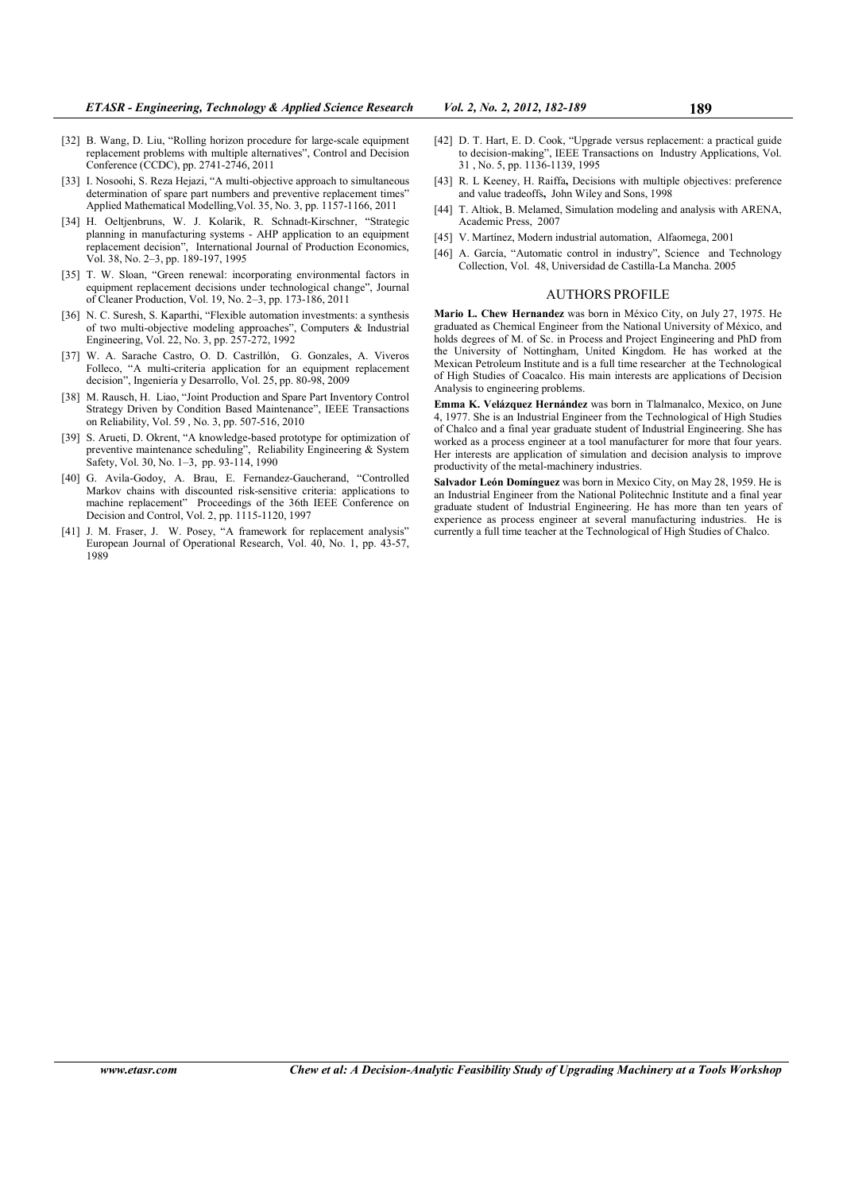[32] B. Wang, D. Liu, "Rolling horizon procedure for large-scale equipment replacement problems with multiple alternatives", Control and Decision Conference (CCDC), pp. 2741-2746, 2011

[33] I. Nosoohi, S. Reza Hejazi, "A multi-objective approach to simultaneous determination of spare part numbers and preventive replacement times" Applied Mathematical Modelling,Vol. 35, No. 3, pp. 1157-1166, 2011

[34] H. Oeltjenbruns, W. J. Kolarik, R. Schnadt-Kirschner, "Strategic planning in manufacturing systems - AHP application to an equipment replacement decision", International Journal of Production Economics, Vol. 38, No. 2–3, pp. 189-197, 1995

[35] T. W. Sloan, "Green renewal: incorporating environmental factors in equipment replacement decisions under technological change", Journal of Cleaner Production, Vol. 19, No. 2–3, pp. 173-186, 2011

[36] N. C. Suresh, S. Kaparthi, "Flexible automation investments: a synthesis of two multi-objective modeling approaches", Computers & Industrial Engineering, Vol. 22, No. 3, pp. 257-272, 1992

[37] W. A. Sarache Castro, O. D. Castrillón, G. Gonzales, A. Viveros Folleco, "A multi-criteria application for an equipment replacement decision", Ingeniería y Desarrollo, Vol. 25, pp. 80-98, 2009

[38] M. Rausch, H. Liao, "Joint Production and Spare Part Inventory Control Strategy Driven by Condition Based Maintenance", IEEE Transactions on Reliability, Vol. 59 , No. 3, pp. 507-516, 2010

[39] S. Arueti, D. Okrent, "A knowledge-based prototype for optimization of preventive maintenance scheduling", Reliability Engineering & System Safety, Vol. 30, No. 1–3, pp. 93-114, 1990

[40] G. Avila-Godoy, A. Brau, E. Fernandez-Gaucherand, "Controlled Markov chains with discounted risk-sensitive criteria: applications to machine replacement" Proceedings of the 36th IEEE Conference on Decision and Control, Vol. 2, pp. 1115-1120, 1997

[41] J. M. Fraser, J. W. Posey, "A framework for replacement analysis" European Journal of Operational Research, Vol. 40, No. 1, pp. 43-57, 1989

[42] D. T. Hart, E. D. Cook, "Upgrade versus replacement: a practical guide to decision-making", IEEE Transactions on Industry Applications, Vol. 31 , No. 5, pp. 1136-1139, 1995

[43] R. L Keeney, H. Raiffa, Decisions with multiple objectives: preference and value tradeoffs, John Wiley and Sons, 1998

[44] T. Altiok, B. Melamed, Simulation modeling and analysis with ARENA, Academic Press, 2007

[45] V. Martínez, Modern industrial automation, Alfaomega, 2001

[46] A. García, "Automatic control in industry", Science and Technology Collection, Vol. 48, Universidad de Castilla-La Mancha. 2005

## AUTHORS PROFILE

**Mario L. Chew Hernandez** was born in México City, on July 27, 1975. He graduated as Chemical Engineer from the National University of México, and holds degrees of M. of Sc. in Process and Project Engineering and PhD from the University of Nottingham, United Kingdom. He has worked at the Mexican Petroleum Institute and is a full time researcher at the Technological of High Studies of Coacalco. His main interests are applications of Decision Analysis to engineering problems.

**Emma K. Velázquez Hernández** was born in Tlalmanalco, Mexico, on June 4, 1977. She is an Industrial Engineer from the Technological of High Studies of Chalco and a final year graduate student of Industrial Engineering. She has worked as a process engineer at a tool manufacturer for more that four years. Her interests are application of simulation and decision analysis to improve productivity of the metal-machinery industries.

**Salvador León Domínguez** was born in Mexico City, on May 28, 1959. He is an Industrial Engineer from the National Politechnic Institute and a final year graduate student of Industrial Engineering. He has more than ten years of experience as process engineer at several manufacturing industries. He is currently a full time teacher at the Technological of High Studies of Chalco.